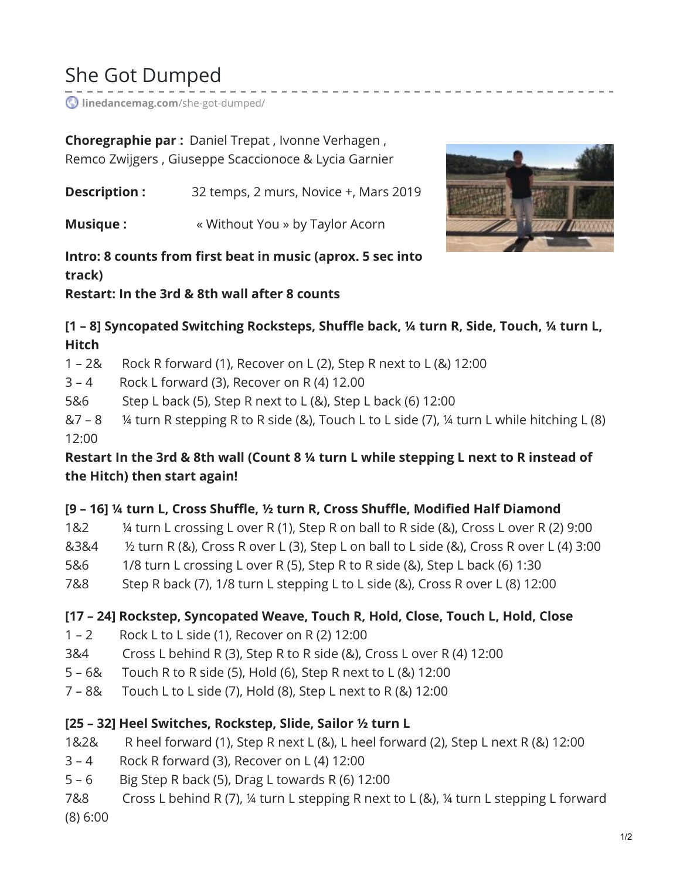# She Got Dumped

linedancemag.com/she-got-dumped/

**Choregraphie par :** Daniel Trepat , Ivonne Verhagen , Remco Zwijgers , Giuseppe Scaccionoce & Lycia Garnier

**Description :** 32 temps, 2 murs, Novice +, Mars 2019

**Musique :** « Without You » by Taylor Acorn

**Intro: 8 counts from first beat in music (aprox. 5 sec into track)**
**Restart: In the 3rd & 8th wall after 8 counts**

**[1 – 8] Syncopated Switching Rocksteps, Shuffle back, ¼ turn R, Side, Touch, ¼ turn L, Hitch**

1 – 2& Rock R forward (1), Recover on L (2), Step R next to L (&) 12:00
3 – 4 Rock L forward (3), Recover on R (4) 12.00
5&6 Step L back (5), Step R next to L (&), Step L back (6) 12:00
&7 – 8 ¼ turn R stepping R to R side (&), Touch L to L side (7), ¼ turn L while hitching L (8) 12:00

**Restart In the 3rd & 8th wall (Count 8 ¼ turn L while stepping L next to R instead of the Hitch) then start again!**

**[9 – 16] ¼ turn L, Cross Shuffle, ½ turn R, Cross Shuffle, Modified Half Diamond**

1&2 ¼ turn L crossing L over R (1), Step R on ball to R side (&), Cross L over R (2) 9:00
&3&4 ½ turn R (&), Cross R over L (3), Step L on ball to L side (&), Cross R over L (4) 3:00
5&6 1/8 turn L crossing L over R (5), Step R to R side (&), Step L back (6) 1:30
7&8 Step R back (7), 1/8 turn L stepping L to L side (&), Cross R over L (8) 12:00

**[17 – 24] Rockstep, Syncopated Weave, Touch R, Hold, Close, Touch L, Hold, Close**

1 – 2 Rock L to L side (1), Recover on R (2) 12:00
3&4 Cross L behind R (3), Step R to R side (&), Cross L over R (4) 12:00
5 – 6& Touch R to R side (5), Hold (6), Step R next to L (&) 12:00
7 – 8& Touch L to L side (7), Hold (8), Step L next to R (&) 12:00

**[25 – 32] Heel Switches, Rockstep, Slide, Sailor ½ turn L**

1&2& R heel forward (1), Step R next L (&), L heel forward (2), Step L next R (&) 12:00
3 – 4 Rock R forward (3), Recover on L (4) 12:00
5 – 6 Big Step R back (5), Drag L towards R (6) 12:00
7&8 Cross L behind R (7), ¼ turn L stepping R next to L (&), ¼ turn L stepping L forward (8) 6:00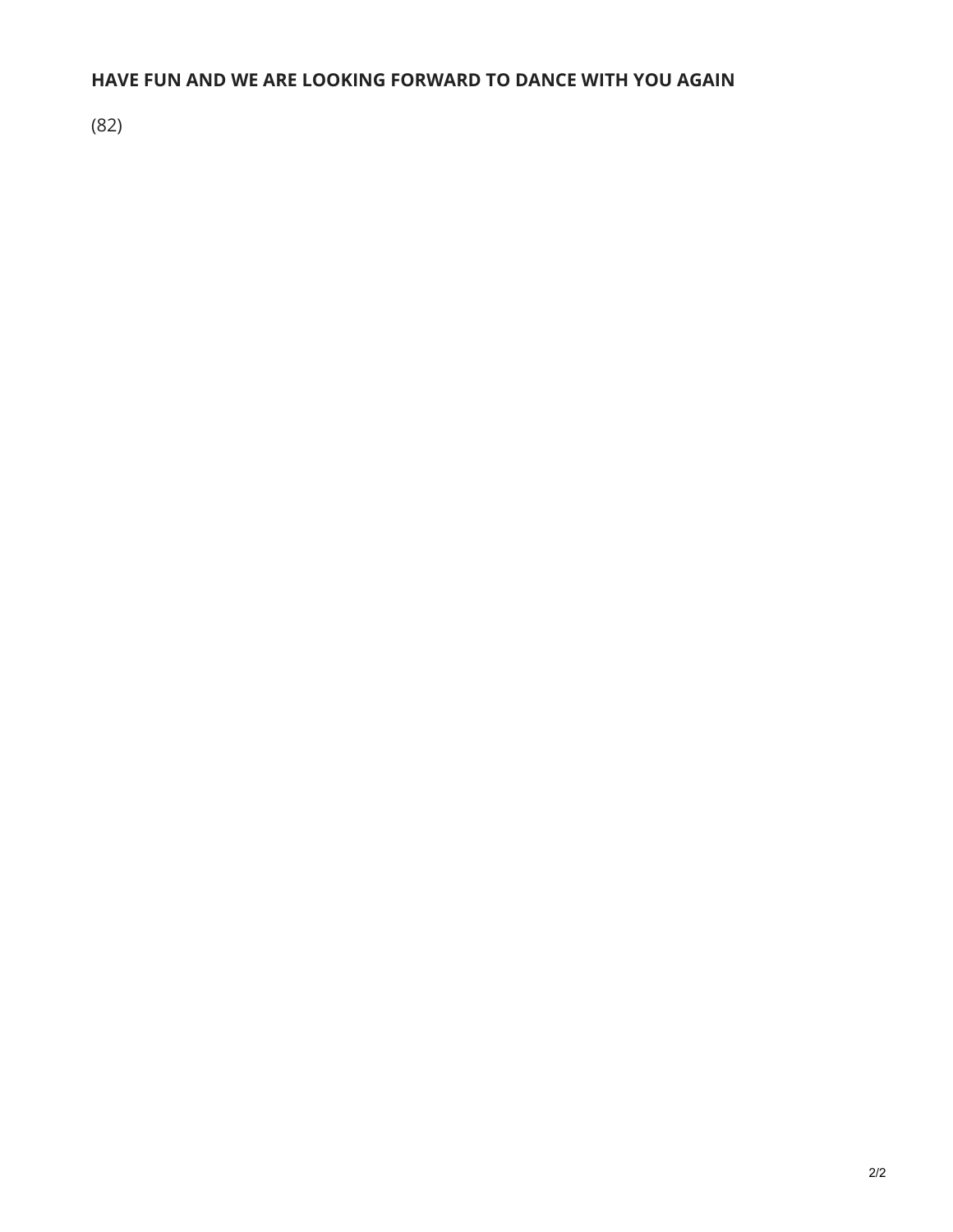**HAVE FUN AND WE ARE LOOKING FORWARD TO DANCE WITH YOU AGAIN**

(82)